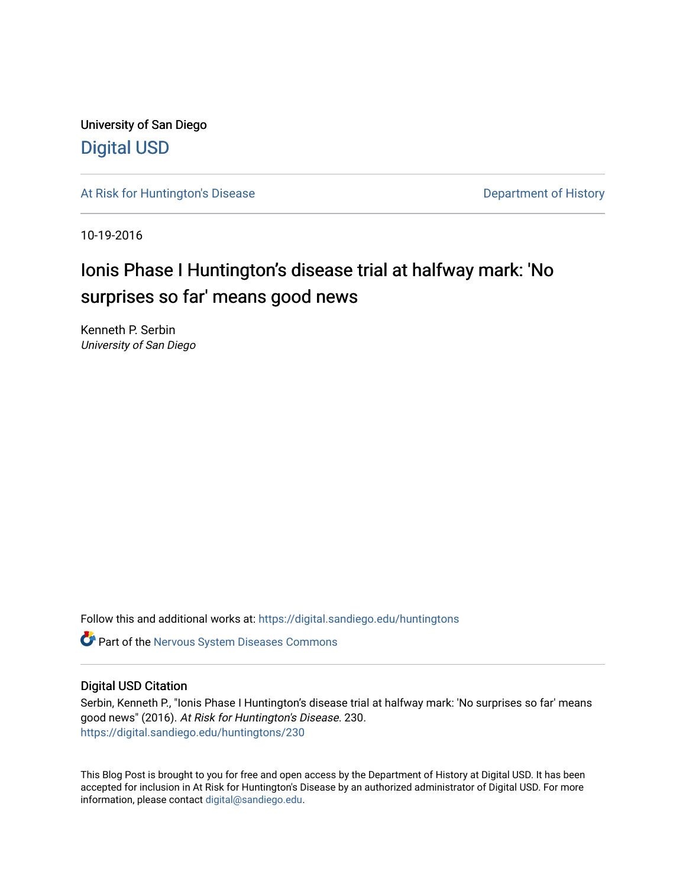University of San Diego

# Digital USD

At Risk for Huntington's Disease

Department of History

10-19-2016

## Ionis Phase I Huntington's disease trial at halfway mark: 'No surprises so far' means good news

Kenneth P. Serbin
*University of San Diego*

Follow this and additional works at: https://digital.sandiego.edu/huntingtons

Part of the Nervous System Diseases Commons

### Digital USD Citation

Serbin, Kenneth P., "Ionis Phase I Huntington's disease trial at halfway mark: 'No surprises so far' means good news" (2016). *At Risk for Huntington's Disease*. 230.
https://digital.sandiego.edu/huntingtons/230

This Blog Post is brought to you for free and open access by the Department of History at Digital USD. It has been accepted for inclusion in At Risk for Huntington's Disease by an authorized administrator of Digital USD. For more information, please contact digital@sandiego.edu.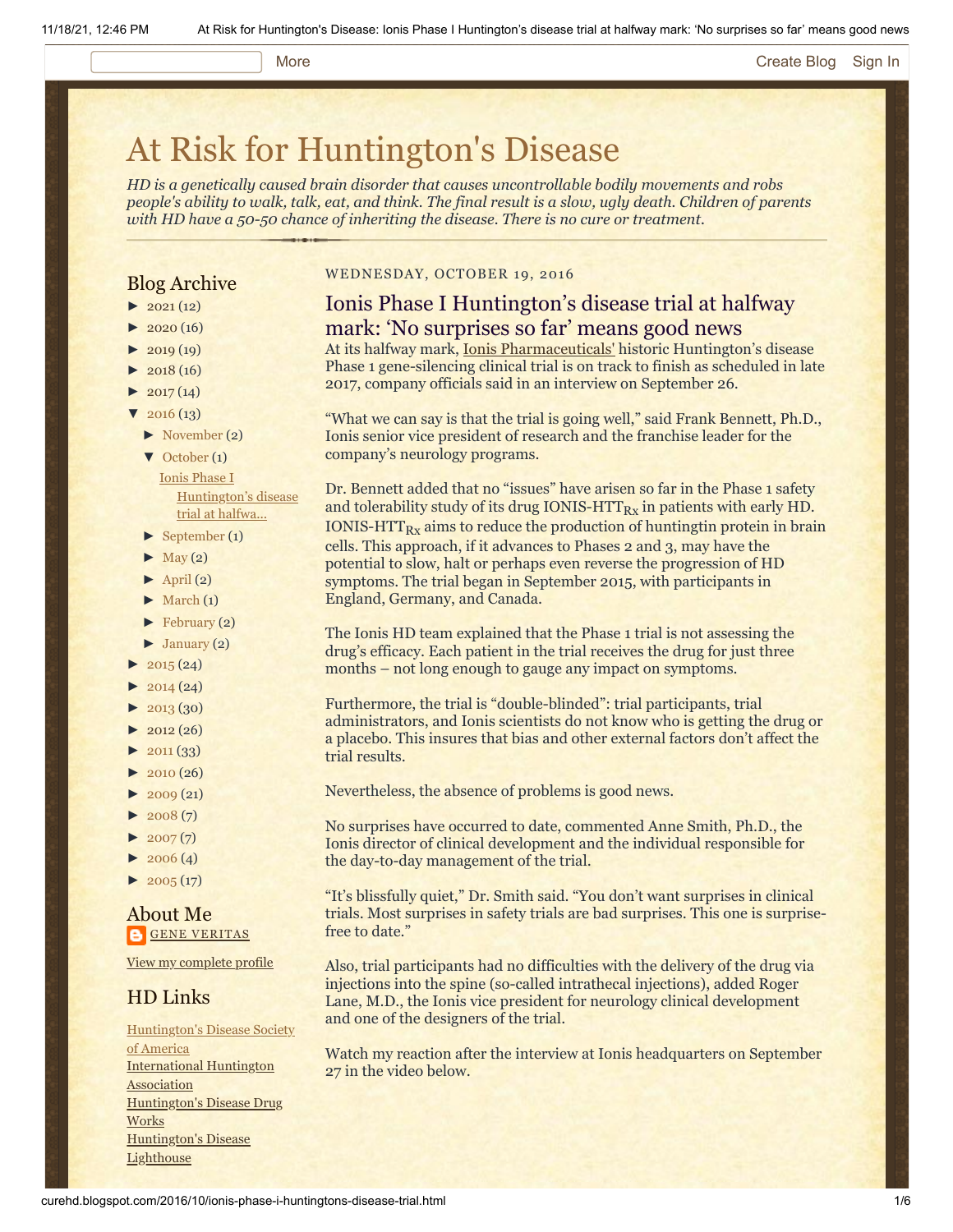# At Risk for Huntington's Disease

*HD is a genetically caused brain disorder that causes uncontrollable bodily movements and robs people's ability to walk, talk, eat, and think. The final result is a slow, ugly death. Children of parents with HD have a 50-50 chance of inheriting the disease. There is no cure or treatment.*

## Blog Archive

- ► 2021 (12)
- ► 2020 (16)
- ► 2019 (19)
- ► 2018 (16)
- ► 2017 (14)
- ▼ 2016 (13)
  - ► November (2)
  - ▼ October (1)
    - Ionis Phase I Huntington's disease trial at halfwa...
  - ► September (1)
  - ► May (2)
  - ► April (2)
  - ► March (1)
  - ► February (2)
  - ► January (2)
- ► 2015 (24)
- ► 2014 (24)
- ► 2013 (30)
- ► 2012 (26)
- ► 2011 (33)
- ► 2010 (26)
- ► 2009 (21)
- ► 2008 (7)
- ► 2007 (7)
- ► 2006 (4)
- ► 2005 (17)

## About Me

GENE VERITAS

View my complete profile

## HD Links

Huntington's Disease Society of America
International Huntington Association
Huntington's Disease Drug Works
Huntington's Disease Lighthouse

WEDNESDAY, OCTOBER 19, 2016

## Ionis Phase I Huntington's disease trial at halfway mark: 'No surprises so far' means good news

At its halfway mark, Ionis Pharmaceuticals' historic Huntington's disease Phase 1 gene-silencing clinical trial is on track to finish as scheduled in late 2017, company officials said in an interview on September 26.

"What we can say is that the trial is going well," said Frank Bennett, Ph.D., Ionis senior vice president of research and the franchise leader for the company's neurology programs.

Dr. Bennett added that no "issues" have arisen so far in the Phase 1 safety and tolerability study of its drug IONIS-HTT$_{Rx}$ in patients with early HD. IONIS-HTT$_{Rx}$ aims to reduce the production of huntingtin protein in brain cells. This approach, if it advances to Phases 2 and 3, may have the potential to slow, halt or perhaps even reverse the progression of HD symptoms. The trial began in September 2015, with participants in England, Germany, and Canada.

The Ionis HD team explained that the Phase 1 trial is not assessing the drug's efficacy. Each patient in the trial receives the drug for just three months – not long enough to gauge any impact on symptoms.

Furthermore, the trial is "double-blinded": trial participants, trial administrators, and Ionis scientists do not know who is getting the drug or a placebo. This insures that bias and other external factors don't affect the trial results.

Nevertheless, the absence of problems is good news.

No surprises have occurred to date, commented Anne Smith, Ph.D., the Ionis director of clinical development and the individual responsible for the day-to-day management of the trial.

"It's blissfully quiet," Dr. Smith said. "You don't want surprises in clinical trials. Most surprises in safety trials are bad surprises. This one is surprise-free to date."

Also, trial participants had no difficulties with the delivery of the drug via injections into the spine (so-called intrathecal injections), added Roger Lane, M.D., the Ionis vice president for neurology clinical development and one of the designers of the trial.

Watch my reaction after the interview at Ionis headquarters on September 27 in the video below.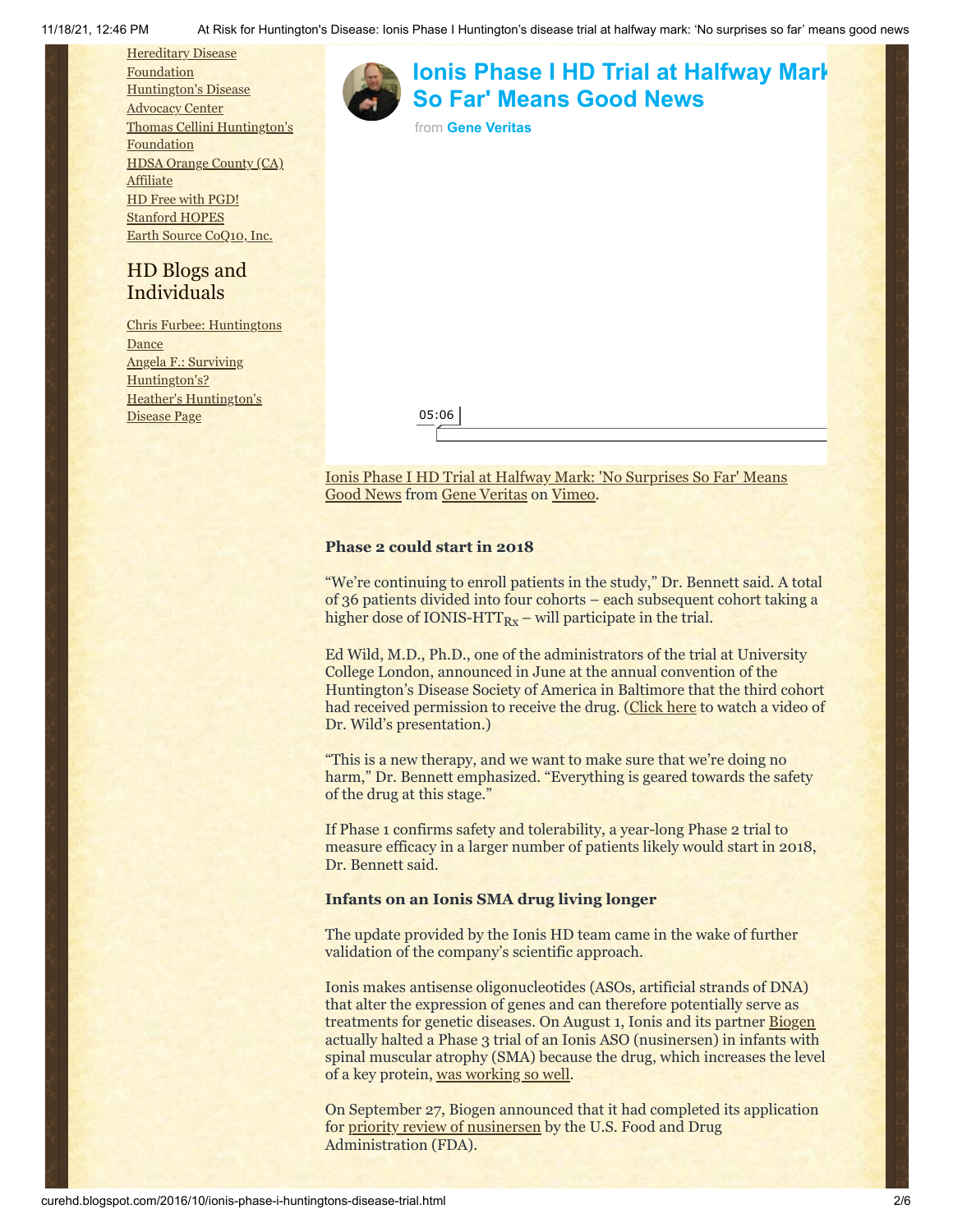[Hereditary Disease Foundation](#)
[Huntington's Disease Advocacy Center](#)
[Thomas Cellini Huntington's Foundation](#)
[HDSA Orange County (CA) Affiliate](#)
[HD Free with PGD!](#)
[Stanford HOPES](#)
[Earth Source CoQ10, Inc.](#)

## HD Blogs and Individuals

[Chris Furbee: Huntingtons Dance](#)
[Angela F.: Surviving Huntington's?](#)
[Heather's Huntington's Disease Page](#)

**Ionis Phase I HD Trial at Halfway Mark: 'No Surprises So Far' Means Good News**
from **Gene Veritas**

05:06

Ionis Phase I HD Trial at Halfway Mark: 'No Surprises So Far' Means Good News from Gene Veritas on Vimeo.

**Phase 2 could start in 2018**

"We're continuing to enroll patients in the study," Dr. Bennett said. A total of 36 patients divided into four cohorts – each subsequent cohort taking a higher dose of IONIS-HTT$_{Rx}$ – will participate in the trial.

Ed Wild, M.D., Ph.D., one of the administrators of the trial at University College London, announced in June at the annual convention of the Huntington's Disease Society of America in Baltimore that the third cohort had received permission to receive the drug. (Click here to watch a video of Dr. Wild's presentation.)

"This is a new therapy, and we want to make sure that we're doing no harm," Dr. Bennett emphasized. "Everything is geared towards the safety of the drug at this stage."

If Phase 1 confirms safety and tolerability, a year-long Phase 2 trial to measure efficacy in a larger number of patients likely would start in 2018, Dr. Bennett said.

**Infants on an Ionis SMA drug living longer**

The update provided by the Ionis HD team came in the wake of further validation of the company's scientific approach.

Ionis makes antisense oligonucleotides (ASOs, artificial strands of DNA) that alter the expression of genes and can therefore potentially serve as treatments for genetic diseases. On August 1, Ionis and its partner Biogen actually halted a Phase 3 trial of an Ionis ASO (nusinersen) in infants with spinal muscular atrophy (SMA) because the drug, which increases the level of a key protein, was working so well.

On September 27, Biogen announced that it had completed its application for priority review of nusinersen by the U.S. Food and Drug Administration (FDA).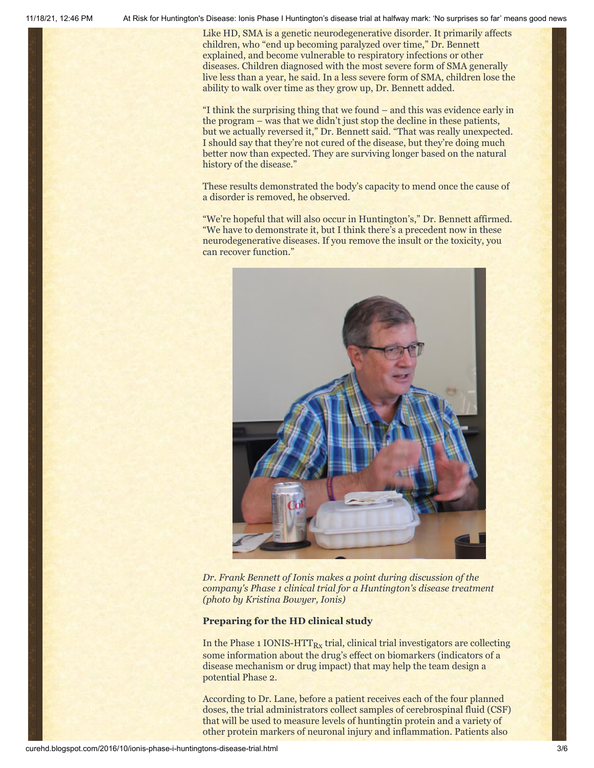Like HD, SMA is a genetic neurodegenerative disorder. It primarily affects children, who "end up becoming paralyzed over time," Dr. Bennett explained, and become vulnerable to respiratory infections or other diseases. Children diagnosed with the most severe form of SMA generally live less than a year, he said. In a less severe form of SMA, children lose the ability to walk over time as they grow up, Dr. Bennett added.

"I think the surprising thing that we found – and this was evidence early in the program – was that we didn't just stop the decline in these patients, but we actually reversed it," Dr. Bennett said. "That was really unexpected. I should say that they're not cured of the disease, but they're doing much better now than expected. They are surviving longer based on the natural history of the disease."

These results demonstrated the body's capacity to mend once the cause of a disorder is removed, he observed.

"We're hopeful that will also occur in Huntington's," Dr. Bennett affirmed. "We have to demonstrate it, but I think there's a precedent now in these neurodegenerative diseases. If you remove the insult or the toxicity, you can recover function."

*Dr. Frank Bennett of Ionis makes a point during discussion of the company's Phase 1 clinical trial for a Huntington's disease treatment (photo by Kristina Bowyer, Ionis)*

**Preparing for the HD clinical study**

In the Phase 1 IONIS-$HTT_{Rx}$ trial, clinical trial investigators are collecting some information about the drug's effect on biomarkers (indicators of a disease mechanism or drug impact) that may help the team design a potential Phase 2.

According to Dr. Lane, before a patient receives each of the four planned doses, the trial administrators collect samples of cerebrospinal fluid (CSF) that will be used to measure levels of huntingtin protein and a variety of other protein markers of neuronal injury and inflammation. Patients also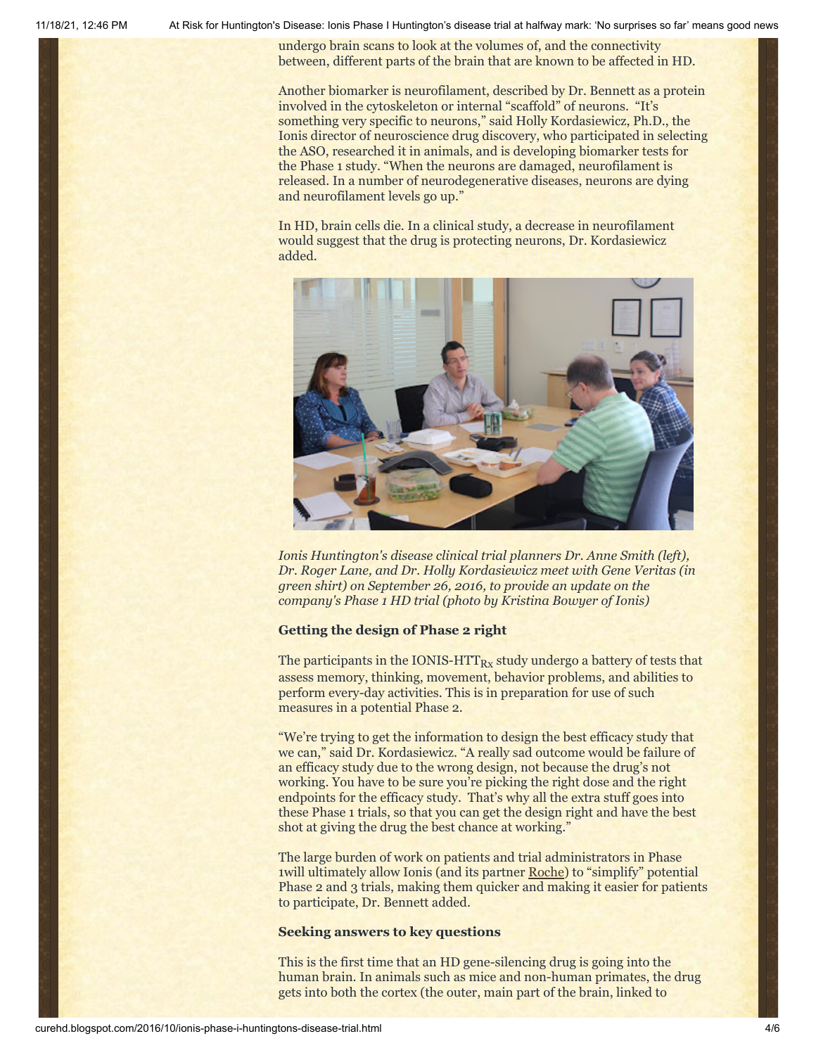undergo brain scans to look at the volumes of, and the connectivity between, different parts of the brain that are known to be affected in HD.

Another biomarker is neurofilament, described by Dr. Bennett as a protein involved in the cytoskeleton or internal "scaffold" of neurons. "It's something very specific to neurons," said Holly Kordasiewicz, Ph.D., the Ionis director of neuroscience drug discovery, who participated in selecting the ASO, researched it in animals, and is developing biomarker tests for the Phase 1 study. "When the neurons are damaged, neurofilament is released. In a number of neurodegenerative diseases, neurons are dying and neurofilament levels go up."

In HD, brain cells die. In a clinical study, a decrease in neurofilament would suggest that the drug is protecting neurons, Dr. Kordasiewicz added.

*Ionis Huntington's disease clinical trial planners Dr. Anne Smith (left), Dr. Roger Lane, and Dr. Holly Kordasiewicz meet with Gene Veritas (in green shirt) on September 26, 2016, to provide an update on the company's Phase 1 HD trial (photo by Kristina Bowyer of Ionis)*

**Getting the design of Phase 2 right**

The participants in the IONIS-HTT$_{Rx}$ study undergo a battery of tests that assess memory, thinking, movement, behavior problems, and abilities to perform every-day activities. This is in preparation for use of such measures in a potential Phase 2.

"We're trying to get the information to design the best efficacy study that we can," said Dr. Kordasiewicz. "A really sad outcome would be failure of an efficacy study due to the wrong design, not because the drug's not working. You have to be sure you're picking the right dose and the right endpoints for the efficacy study. That's why all the extra stuff goes into these Phase 1 trials, so that you can get the design right and have the best shot at giving the drug the best chance at working."

The large burden of work on patients and trial administrators in Phase 1will ultimately allow Ionis (and its partner Roche) to "simplify" potential Phase 2 and 3 trials, making them quicker and making it easier for patients to participate, Dr. Bennett added.

**Seeking answers to key questions**

This is the first time that an HD gene-silencing drug is going into the human brain. In animals such as mice and non-human primates, the drug gets into both the cortex (the outer, main part of the brain, linked to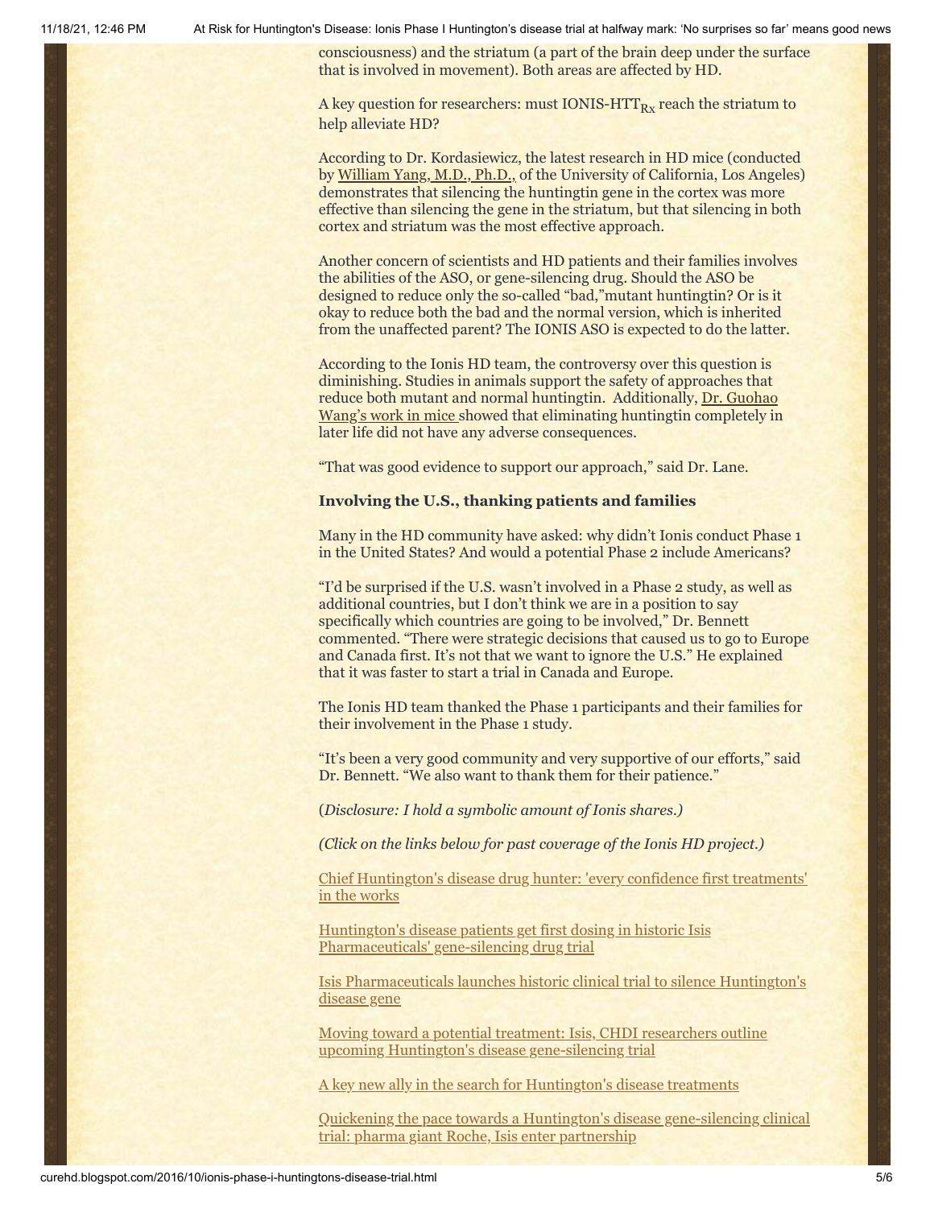consciousness) and the striatum (a part of the brain deep under the surface that is involved in movement). Both areas are affected by HD.

A key question for researchers: must IONIS-HTT$_{Rx}$ reach the striatum to help alleviate HD?

According to Dr. Kordasiewicz, the latest research in HD mice (conducted by William Yang, M.D., Ph.D., of the University of California, Los Angeles) demonstrates that silencing the huntingtin gene in the cortex was more effective than silencing the gene in the striatum, but that silencing in both cortex and striatum was the most effective approach.

Another concern of scientists and HD patients and their families involves the abilities of the ASO, or gene-silencing drug. Should the ASO be designed to reduce only the so-called "bad,"mutant huntingtin? Or is it okay to reduce both the bad and the normal version, which is inherited from the unaffected parent? The IONIS ASO is expected to do the latter.

According to the Ionis HD team, the controversy over this question is diminishing. Studies in animals support the safety of approaches that reduce both mutant and normal huntingtin. Additionally, Dr. Guohao Wang's work in mice showed that eliminating huntingtin completely in later life did not have any adverse consequences.

"That was good evidence to support our approach," said Dr. Lane.

**Involving the U.S., thanking patients and families**

Many in the HD community have asked: why didn't Ionis conduct Phase 1 in the United States? And would a potential Phase 2 include Americans?

"I'd be surprised if the U.S. wasn't involved in a Phase 2 study, as well as additional countries, but I don't think we are in a position to say specifically which countries are going to be involved," Dr. Bennett commented. "There were strategic decisions that caused us to go to Europe and Canada first. It's not that we want to ignore the U.S." He explained that it was faster to start a trial in Canada and Europe.

The Ionis HD team thanked the Phase 1 participants and their families for their involvement in the Phase 1 study.

"It's been a very good community and very supportive of our efforts," said Dr. Bennett. "We also want to thank them for their patience."

(*Disclosure: I hold a symbolic amount of Ionis shares.*)

*(Click on the links below for past coverage of the Ionis HD project.)*

Chief Huntington's disease drug hunter: 'every confidence first treatments' in the works

Huntington's disease patients get first dosing in historic Isis Pharmaceuticals' gene-silencing drug trial

Isis Pharmaceuticals launches historic clinical trial to silence Huntington's disease gene

Moving toward a potential treatment: Isis, CHDI researchers outline upcoming Huntington's disease gene-silencing trial

A key new ally in the search for Huntington's disease treatments

Quickening the pace towards a Huntington's disease gene-silencing clinical trial: pharma giant Roche, Isis enter partnership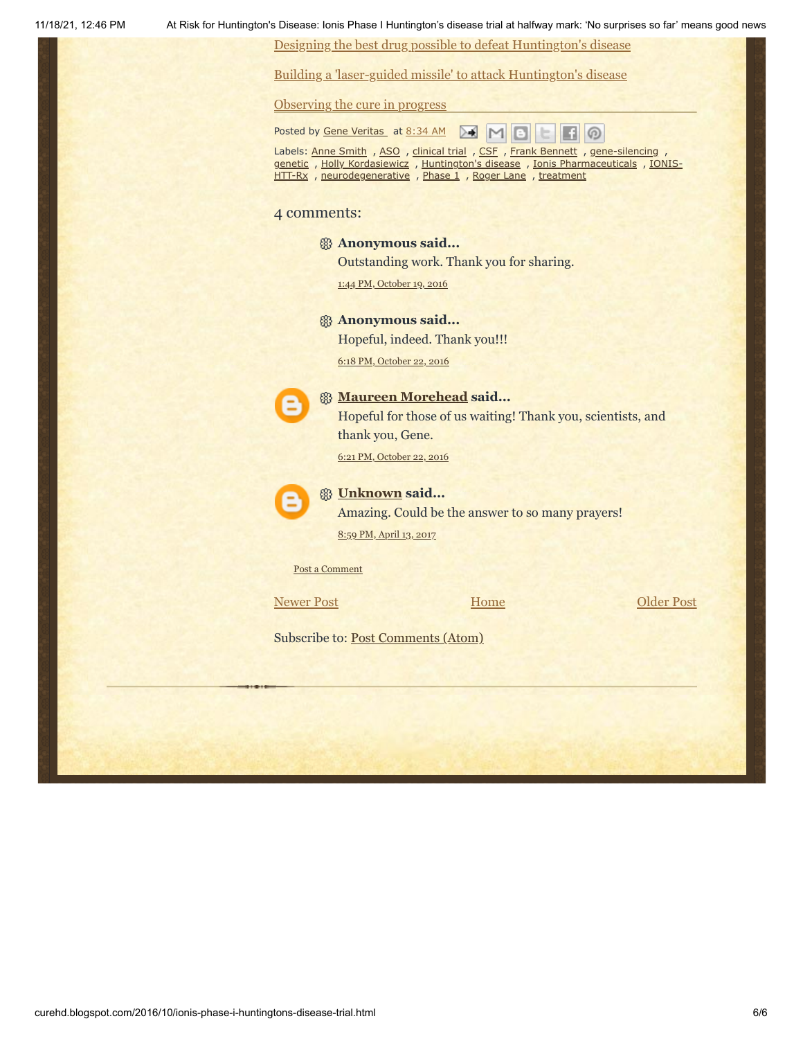[Designing the best drug possible to defeat Huntington's disease](#)

[Building a 'laser-guided missile' to attack Huntington's disease](#)

[Observing the cure in progress](#)

Posted by Gene Veritas at 8:34 AM

Labels: Anne Smith , ASO , clinical trial , CSF , Frank Bennett , gene-silencing , genetic , Holly Kordasiewicz , Huntington's disease , Ionis Pharmaceuticals , IONIS-HTT-Rx , neurodegenerative , Phase 1 , Roger Lane , treatment

## 4 comments:

**Anonymous said...**

Outstanding work. Thank you for sharing.

1:44 PM, October 19, 2016

**Anonymous said...**

Hopeful, indeed. Thank you!!!

6:18 PM, October 22, 2016

**Maureen Morehead said...**

Hopeful for those of us waiting! Thank you, scientists, and thank you, Gene.

6:21 PM, October 22, 2016

**Unknown said...**

Amazing. Could be the answer to so many prayers!

8:59 PM, April 13, 2017

Post a Comment

Newer Post    Home    Older Post

Subscribe to: Post Comments (Atom)